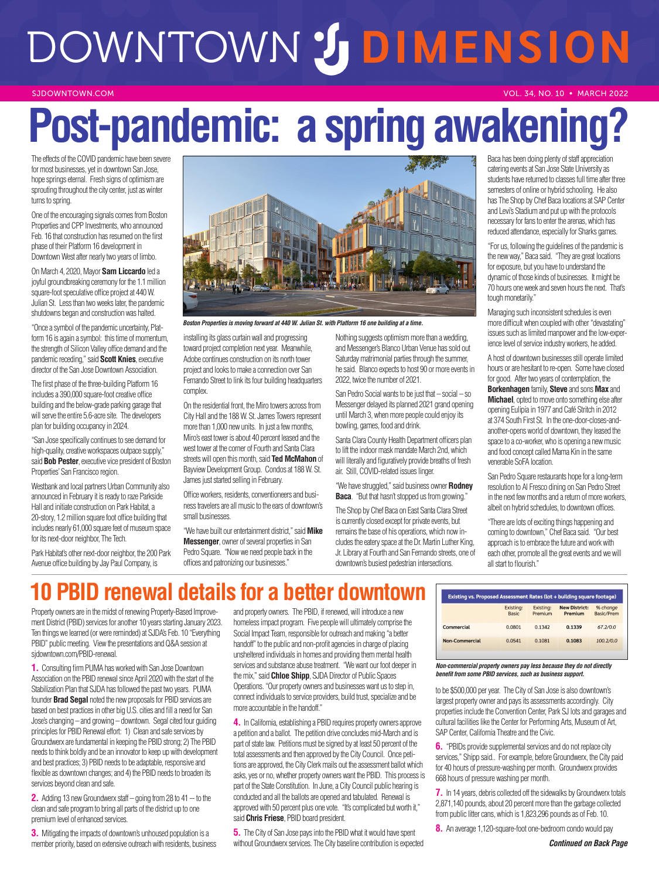# DOWNTOWN DIMENSION

SJDOWNTOWN.COM

VOL. 34, NO. 10 • MARCH 2022

# Post-pandemic: a spring awakening?

The effects of the COVID pandemic have been severe for most businesses, yet in downtown San Jose, hope springs eternal. Fresh signs of optimism are sprouting throughout the city center, just as winter turns to spring.

One of the encouraging signals comes from Boston Properties and CPP Investments, who announced Feb. 16 that construction has resumed on the first phase of their Platform 16 development in Downtown West after nearly two years of limbo.

On March 4, 2020, Mayor **Sam Liccardo** led a joyful groundbreaking ceremony for the 1.1 million square-foot speculative office project at 440 W. Julian St. Less than two weeks later, the pandemic shutdowns began and construction was halted.

"Once a symbol of the pandemic uncertainty, Platform 16 is again a symbol: this time of momentum, the strength of Silicon Valley office demand and the pandemic receding," said **Scott Knies**, executive director of the San Jose Downtown Association.

The first phase of the three-building Platform 16 includes a 390,000 square-foot creative office building and the below-grade parking garage that will serve the entire 5.6-acre site. The developers plan for building occupancy in 2024.

"San Jose specifically continues to see demand for high-quality, creative workspaces outpace supply," said **Bob Pester**, executive vice president of Boston Properties' San Francisco region.

Westbank and local partners Urban Community also announced in February it is ready to raze Parkside Hall and initiate construction on Park Habitat, a 20-story, 1.2 million square foot office building that includes nearly 61,000 square feet of museum space for its next-door neighbor, The Tech.

Park Habitat's other next-door neighbor, the 200 Park Avenue office building by Jay Paul Company, is installing its glass curtain wall and progressing toward project completion next year. Meanwhile, Adobe continues construction on its north tower project and looks to make a connection over San Fernando Street to link its four building headquarters complex.

*Boston Properties is moving forward at 440 W. Julian St. with Platform 16 one building at a time.*

On the residential front, the Miro towers across from City Hall and the 188 W. St. James Towers represent more than 1,000 new units. In just a few months, Miro's east tower is about 40 percent leased and the west tower at the corner of Fourth and Santa Clara streets will open this month, said **Ted McMahon** of Bayview Development Group. Condos at 188 W. St. James just started selling in February.

Office workers, residents, conventioneers and business travelers are all music to the ears of downtown's small businesses.

"We have built our entertainment district," said **Mike Messenger**, owner of several properties in San Pedro Square. "Now we need people back in the offices and patronizing our businesses."

Nothing suggests optimism more than a wedding, and Messenger's Blanco Urban Venue has sold out Saturday matrimonial parties through the summer, he said. Blanco expects to host 90 or more events in 2022, twice the number of 2021.

San Pedro Social wants to be just that – social – so Messenger delayed its planned 2021 grand opening until March 3, when more people could enjoy its bowling, games, food and drink.

Santa Clara County Health Department officers plan to lift the indoor mask mandate March 2nd, which will literally and figuratively provide breaths of fresh air. Still, COVID-related issues linger.

"We have struggled," said business owner **Rodney Baca**. "But that hasn't stopped us from growing."

The Shop by Chef Baca on East Santa Clara Street is currently closed except for private events, but remains the base of his operations, which now includes the eatery space at the Dr. Martin Luther King, Jr. Library at Fourth and San Fernando streets, one of downtown's busiest pedestrian intersections.

Baca has been doing plenty of staff appreciation catering events at San Jose State University as students have returned to classes full time after three semesters of online or hybrid schooling. He also has The Shop by Chef Baca locations at SAP Center and Levi's Stadium and put up with the protocols necessary for fans to enter the arenas, which has reduced attendance, especially for Sharks games.

"For us, following the guidelines of the pandemic is the new way," Baca said. "They are great locations for exposure, but you have to understand the dynamic of those kinds of businesses. It might be 70 hours one week and seven hours the next. That's tough monetarily."

Managing such inconsistent schedules is even more difficult when coupled with other "devastating" issues such as limited manpower and the low-experience level of service industry workers, he added.

A host of downtown businesses still operate limited hours or are hesitant to re-open. Some have closed for good. After two years of contemplation, the **Borkenhagen** family, **Steve** and sons **Max** and **Michael**, opted to move onto something else after opening Eulipia in 1977 and Café Stritch in 2012 at 374 South First St. In the one-door-closes-and-another-opens world of downtown, they leased the space to a co-worker, who is opening a new music and food concept called Mama Kin in the same venerable SoFA location.

San Pedro Square restaurants hope for a long-term resolution to Al Fresco dining on San Pedro Street in the next few months and a return of more workers, albeit on hybrid schedules, to downtown offices.

"There are lots of exciting things happening and coming to downtown," Chef Baca said. "Our best approach is to embrace the future and work with each other, promote all the great events and we will all start to flourish."

# 10 PBID renewal details for a better downtown

Property owners are in the midst of renewing Property-Based Improvement District (PBID) services for another 10 years starting January 2023. Ten things we learned (or were reminded) at SJDA's Feb. 10 "Everything PBID" public meeting. View the presentations and Q&A session at sjdowntown.com/PBID-renewal.

**1.** Consulting firm PUMA has worked with San Jose Downtown Association on the PBID renewal since April 2020 with the start of the Stabilization Plan that SJDA has followed the past two years. PUMA founder **Brad Segal** noted the new proposals for PBID services are based on best practices in other big U.S. cities and fill a need for San José's changing – and growing – downtown. Segal cited four guiding principles for PBID Renewal effort: 1) Clean and safe services by Groundwerx are fundamental in keeping the PBID strong; 2) The PBID needs to think boldly and be an innovator to keep up with development and best practices; 3) PBID needs to be adaptable, responsive and flexible as downtown changes; and 4) the PBID needs to broaden its services beyond clean and safe.

**2.** Adding 13 new Groundwerx staff – going from 28 to 41 – to the clean and safe program to bring all parts of the district up to one premium level of enhanced services.

**3.** Mitigating the impacts of downtown's unhoused population is a member priority, based on extensive outreach with residents, business and property owners. The PBID, if renewed, will introduce a new homeless impact program. Five people will ultimately comprise the Social Impact Team, responsible for outreach and making "a better handoff" to the public and non-profit agencies in charge of placing unsheltered individuals in homes and providing them mental health services and substance abuse treatment. "We want our foot deeper in the mix," said **Chloe Shipp**, SJDA Director of Public Spaces Operations. "Our property owners and businesses want us to step in, connect individuals to service providers, build trust, specialize and be more accountable in the handoff."

**4.** In California, establishing a PBID requires property owners approve a petition and a ballot. The petition drive concludes mid-March and is part of state law. Petitions must be signed by at least 50 percent of the total assessments and then approved by the City Council. Once petitions are approved, the City Clerk mails out the assessment ballot which asks, yes or no, whether property owners want the PBID. This process is part of the State Constitution. In June, a City Council public hearing is conducted and all the ballots are opened and tabulated. Renewal is approved with 50 percent plus one vote. "It's complicated but worth it," said **Chris Friese**, PBID board president.

**5.** The City of San Jose pays into the PBID what it would have spent without Groundwerx services. The City baseline contribution is expected to be $500,000 per year. The City of San Jose is also downtown's largest property owner and pays its assessments accordingly. City properties include the Convention Center, Park SJ lots and garages and cultural facilities like the Center for Performing Arts, Museum of Art, SAP Center, California Theatre and the Civic.

| Existing vs. Proposed Assessment Rates (lot + building square footage) | Existing: Basic | Existing: Premium | New District: Premium | % change Basic/Prem |
|---|---|---|---|---|
| Commercial | 0.0801 | 0.1342 | 0.1339 | 67.2/0.0 |
| Non-Commercial | 0.0541 | 0.1081 | 0.1083 | 100.2/0.0 |

*Non-commercial property owners pay less because they do not directly benefit from some PBID services, such as business support.*

**6.** "PBIDs provide supplemental services and do not replace city services," Shipp said.. For example, before Groundwerx, the City paid for 40 hours of pressure-washing per month. Groundwerx provides 668 hours of pressure washing per month.

**7.** In 14 years, debris collected off the sidewalks by Groundwerx totals 2,871,140 pounds, about 20 percent more than the garbage collected from public litter cans, which is 1,823,296 pounds as of Feb. 10.

**8.** An average 1,120-square-foot one-bedroom condo would pay

***Continued on Back Page***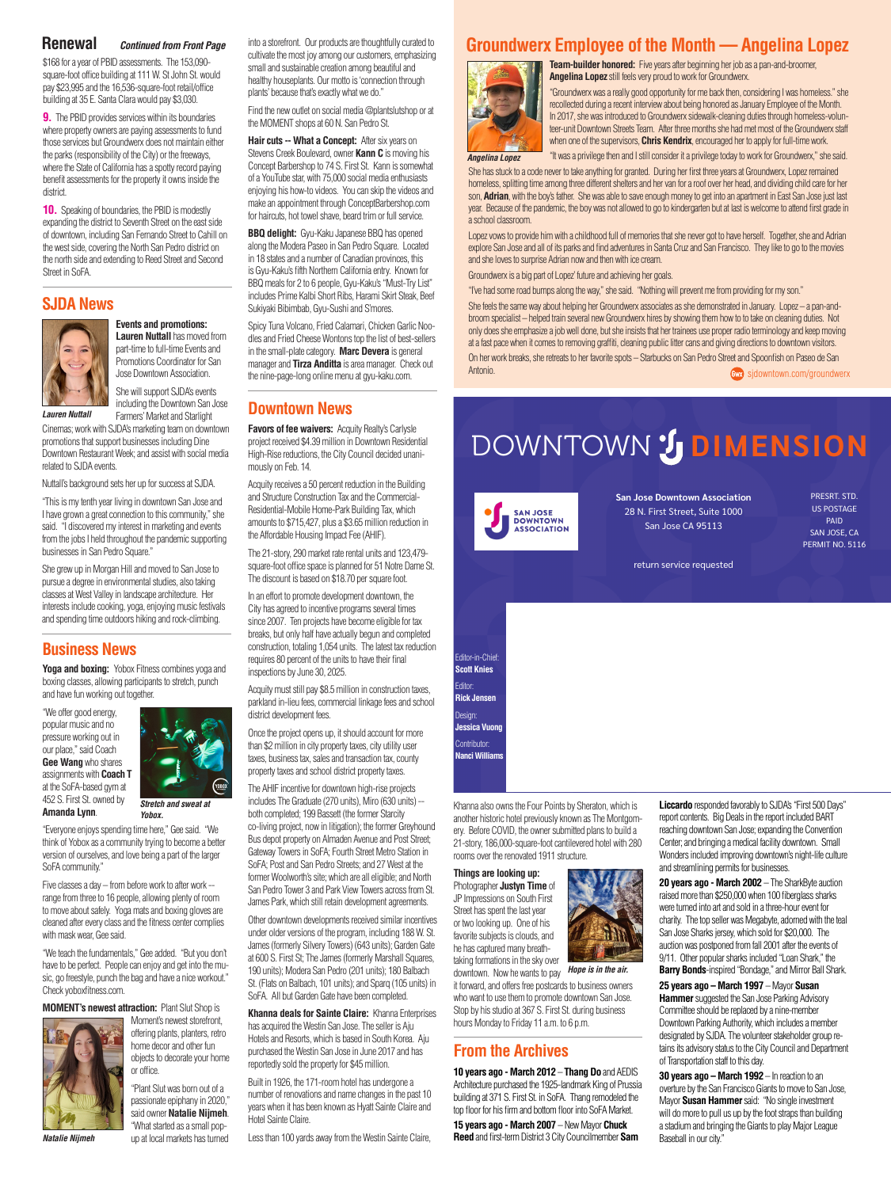## Renewal

*Continued from Front Page*

$168 for a year of PBID assessments. The 153,090-square-foot office building at 111 W. St John St. would pay $23,995 and the 16,536-square-foot retail/office building at 35 E. Santa Clara would pay $3,030.

**9.** The PBID provides services within its boundaries where property owners are paying assessments to fund those services but Groundwerx does not maintain either the parks (responsibility of the City) or the freeways, where the State of California has a spotty record paying benefit assessments for the property it owns inside the district.

**10.** Speaking of boundaries, the PBID is modestly expanding the district to Seventh Street on the east side of downtown, including San Fernando Street to Cahill on the west side, covering the North San Pedro district on the north side and extending to Reed Street and Second Street in SoFA.

## SJDA News

**Events and promotions: Lauren Nuttall** has moved from part-time to full-time Events and Promotions Coordinator for San Jose Downtown Association.

*Lauren Nuttall*

She will support SJDA's events including the Downtown San Jose Farmers' Market and Starlight Cinemas; work with SJDA's marketing team on downtown promotions that support businesses including Dine Downtown Restaurant Week; and assist with social media related to SJDA events.

Nuttall's background sets her up for success at SJDA.

"This is my tenth year living in downtown San Jose and I have grown a great connection to this community," she said. "I discovered my interest in marketing and events from the jobs I held throughout the pandemic supporting businesses in San Pedro Square."

She grew up in Morgan Hill and moved to San Jose to pursue a degree in environmental studies, also taking classes at West Valley in landscape architecture. Her interests include cooking, yoga, enjoying music festivals and spending time outdoors hiking and rock-climbing.

## Business News

**Yoga and boxing:** Yobox Fitness combines yoga and boxing classes, allowing participants to stretch, punch and have fun working out together.

"We offer good energy, popular music and no pressure working out in our place," said Coach **Gee Wang** who shares assignments with **Coach T** at the SoFA-based gym at 452 S. First St. owned by **Amanda Lynn**.

*Stretch and sweat at Yobox.*

"Everyone enjoys spending time here," Gee said. "We think of Yobox as a community trying to become a better version of ourselves, and love being a part of the larger SoFA community."

Five classes a day – from before work to after work -- range from three to 16 people, allowing plenty of room to move about safely. Yoga mats and boxing gloves are cleaned after every class and the fitness center complies with mask wear, Gee said.

"We teach the fundamentals," Gee added. "But you don't have to be perfect. People can enjoy and get into the music, go freestyle, punch the bag and have a nice workout." Check yoboxfitness.com.

**MOMENT's newest attraction:** Plant Slut Shop is Moment's newest storefront, offering plants, planters, retro home decor and other fun objects to decorate your home or office.

"Plant Slut was born out of a passionate epiphany in 2020," said owner **Natalie Nijmeh**. "What started as a small pop-up at local markets has turned into a storefront. Our products are thoughtfully curated to cultivate the most joy among our customers, emphasizing small and sustainable creation among beautiful and healthy houseplants. Our motto is 'connection through plants' because that's exactly what we do."

*Natalie Nijmeh*

Find the new outlet on social media @plantslutshop or at the MOMENT shops at 60 N. San Pedro St.

**Hair cuts -- What a Concept:** After six years on Stevens Creek Boulevard, owner **Kann C** is moving his Concept Barbershop to 74 S. First St. Kann is somewhat of a YouTube star, with 75,000 social media enthusiasts enjoying his how-to videos. You can skip the videos and make an appointment through ConceptBarbershop.com for haircuts, hot towel shave, beard trim or full service.

**BBQ delight:** Gyu-Kaku Japanese BBQ has opened along the Modera Paseo in San Pedro Square. Located in 18 states and a number of Canadian provinces, this is Gyu-Kaku's fifth Northern California entry. Known for BBQ meals for 2 to 6 people, Gyu-Kaku's "Must-Try List" includes Prime Kalbi Short Ribs, Harami Skirt Steak, Beef Sukiyaki Bibimbab, Gyu-Sushi and S'mores.

Spicy Tuna Volcano, Fried Calamari, Chicken Garlic Noodles and Fried Cheese Wontons top the list of best-sellers in the small-plate category. **Marc Devera** is general manager and **Tirza Anditta** is area manager. Check out the nine-page-long online menu at gyu-kaku.com.

## Downtown News

**Favors of fee waivers:** Acquity Realty's Carlysle project received $4.39 million in Downtown Residential High-Rise reductions, the City Council decided unanimously on Feb. 14.

Acquity receives a 50 percent reduction in the Building and Structure Construction Tax and the Commercial-Residential-Mobile Home-Park Building Tax, which amounts to $715,427, plus a $3.65 million reduction in the Affordable Housing Impact Fee (AHIF).

The 21-story, 290 market rate rental units and 123,479-square-foot office space is planned for 51 Notre Dame St. The discount is based on $18.70 per square foot.

In an effort to promote development downtown, the City has agreed to incentive programs several times since 2007. Ten projects have become eligible for tax breaks, but only half have actually begun and completed construction, totaling 1,054 units. The latest tax reduction requires 80 percent of the units to have their final inspections by June 30, 2025.

Acquity must still pay $8.5 million in construction taxes, parkland in-lieu fees, commercial linkage fees and school district development fees.

Once the project opens up, it should account for more than $2 million in city property taxes, city utility user taxes, business tax, sales and transaction tax, county property taxes and school district property taxes.

The AHIF incentive for downtown high-rise projects includes The Graduate (270 units), Miro (630 units) -- both completed; 199 Bassett (the former Starcity co-living project, now in litigation); the former Greyhound Bus depot property on Almaden Avenue and Post Street; Gateway Towers in SoFA; Fourth Street Metro Station in SoFA; Post and San Pedro Streets; and 27 West at the former Woolworth's site; which are all eligible; and North San Pedro Tower 3 and Park View Towers across from St. James Park, which still retain development agreements.

Other downtown developments received similar incentives under older versions of the program, including 188 W. St. James (formerly Silvery Towers) (643 units); Garden Gate at 600 S. First St; The James (formerly Marshall Squares, 190 units); Modera San Pedro (201 units); 180 Balbach St. (Flats on Balbach, 101 units); and Sparq (105 units) in SoFA. All but Garden Gate have been completed.

**Khanna deals for Sainte Claire:** Khanna Enterprises has acquired the Westin San Jose. The seller is Aju Hotels and Resorts, which is based in South Korea. Aju purchased the Westin San Jose in June 2017 and has reportedly sold the property for $45 million.

Built in 1926, the 171-room hotel has undergone a number of renovations and name changes in the past 10 years when it has been known as Hyatt Sainte Claire and Hotel Sainte Claire.

Less than 100 yards away from the Westin Sainte Claire, Khanna also owns the Four Points by Sheraton, which is another historic hotel previously known as The Montgomery. Before COVID, the owner submitted plans to build a 21-story, 186,000-square-foot cantilevered hotel with 280 rooms over the renovated 1911 structure.

**Things are looking up:** Photographer **Justyn Time** of JP Impressions on South First Street has spent the last year or two looking up. One of his favorite subjects is clouds, and he has captured many breath-taking formations in the sky over downtown. Now he wants to pay it forward, and offers free postcards to business owners who want to use them to promote downtown San Jose. Stop by his studio at 367 S. First St. during business hours Monday to Friday 11 a.m. to 6 p.m.

*Hope is in the air.*

## From the Archives

**10 years ago - March 2012** – **Thang Do** and AEDIS Architecture purchased the 1925-landmark King of Prussia building at 371 S. First St. in SoFA. Thang remodeled the top floor for his firm and bottom floor into SoFA Market.

**15 years ago - March 2007** – New Mayor **Chuck Reed** and first-term District 3 City Councilmember **Sam Liccardo** responded favorably to SJDA's "First 500 Days" report contents. Big Deals in the report included BART reaching downtown San Jose; expanding the Convention Center; and bringing a medical facility downtown. Small Wonders included improving downtown's night-life culture and streamlining permits for businesses.

**20 years ago - March 2002** – The SharkByte auction raised more than $250,000 when 100 fiberglass sharks were turned into art and sold in a three-hour event for charity. The top seller was Megabyte, adorned with the teal San Jose Sharks jersey, which sold for $20,000. The auction was postponed from fall 2001 after the events of 9/11. Other popular sharks included "Loan Shark," the **Barry Bonds**-inspired "Bondage," and Mirror Ball Shark.

**25 years ago – March 1997** – Mayor **Susan Hammer** suggested the San Jose Parking Advisory Committee should be replaced by a nine-member Downtown Parking Authority, which includes a member designated by SJDA. The volunteer stakeholder group retains its advisory status to the City Council and Department of Transportation staff to this day.

**30 years ago – March 1992** – In reaction to an overture by the San Francisco Giants to move to San Jose, Mayor **Susan Hammer** said: "No single investment will do more to pull us up by the foot straps than building a stadium and bringing the Giants to play Major League Baseball in our city."

## Groundwerx Employee of the Month — Angelina Lopez

**Team-builder honored:** Five years after beginning her job as a pan-and-broomer, **Angelina Lopez** still feels very proud to work for Groundwerx.

*Angelina Lopez*

"Groundwerx was a really good opportunity for me back then, considering I was homeless." she recollected during a recent interview about being honored as January Employee of the Month. In 2017, she was introduced to Groundwerx sidewalk-cleaning duties through homeless-volunteer-unit Downtown Streets Team. After three months she had met most of the Groundwerx staff when one of the supervisors, **Chris Kendrix**, encouraged her to apply for full-time work.

"It was a privilege then and I still consider it a privilege today to work for Groundwerx," she said.

She has stuck to a code never to take anything for granted. During her first three years at Groundwerx, Lopez remained homeless, splitting time among three different shelters and her van for a roof over her head, and dividing child care for her son, **Adrian**, with the boy's father. She was able to save enough money to get into an apartment in East San Jose just last year. Because of the pandemic, the boy was not allowed to go to kindergarten but at last is welcome to attend first grade in a school classroom.

Lopez vows to provide him with a childhood full of memories that she never got to have herself. Together, she and Adrian explore San Jose and all of its parks and find adventures in Santa Cruz and San Francisco. They like to go to the movies and she loves to surprise Adrian now and then with ice cream.

Groundwerx is a big part of Lopez' future and achieving her goals.

"I've had some road bumps along the way," she said. "Nothing will prevent me from providing for my son."

She feels the same way about helping her Groundwerx associates as she demonstrated in January. Lopez – a pan-and-broom specialist – helped train several new Groundwerx hires by showing them how to to take on cleaning duties. Not only does she emphasize a job well done, but she insists that her trainees use proper radio terminology and keep moving at a fast pace when it comes to removing graffiti, cleaning public litter cans and giving directions to downtown visitors.

On her work breaks, she retreats to her favorite spots – Starbucks on San Pedro Street and Spoonfish on Paseo de San Antonio.

sjdowntown.com/groundwerx

DOWNTOWN DIMENSION

San Jose Downtown Association
28 N. First Street, Suite 1000
San Jose CA 95113

return service requested

PRESRT. STD.
US POSTAGE
PAID
SAN JOSE, CA
PERMIT NO. 5116

Editor-in-Chief: **Scott Knies**

Editor: **Rick Jensen**

Design: **Jessica Vuong**

Contributor: **Nanci Williams**